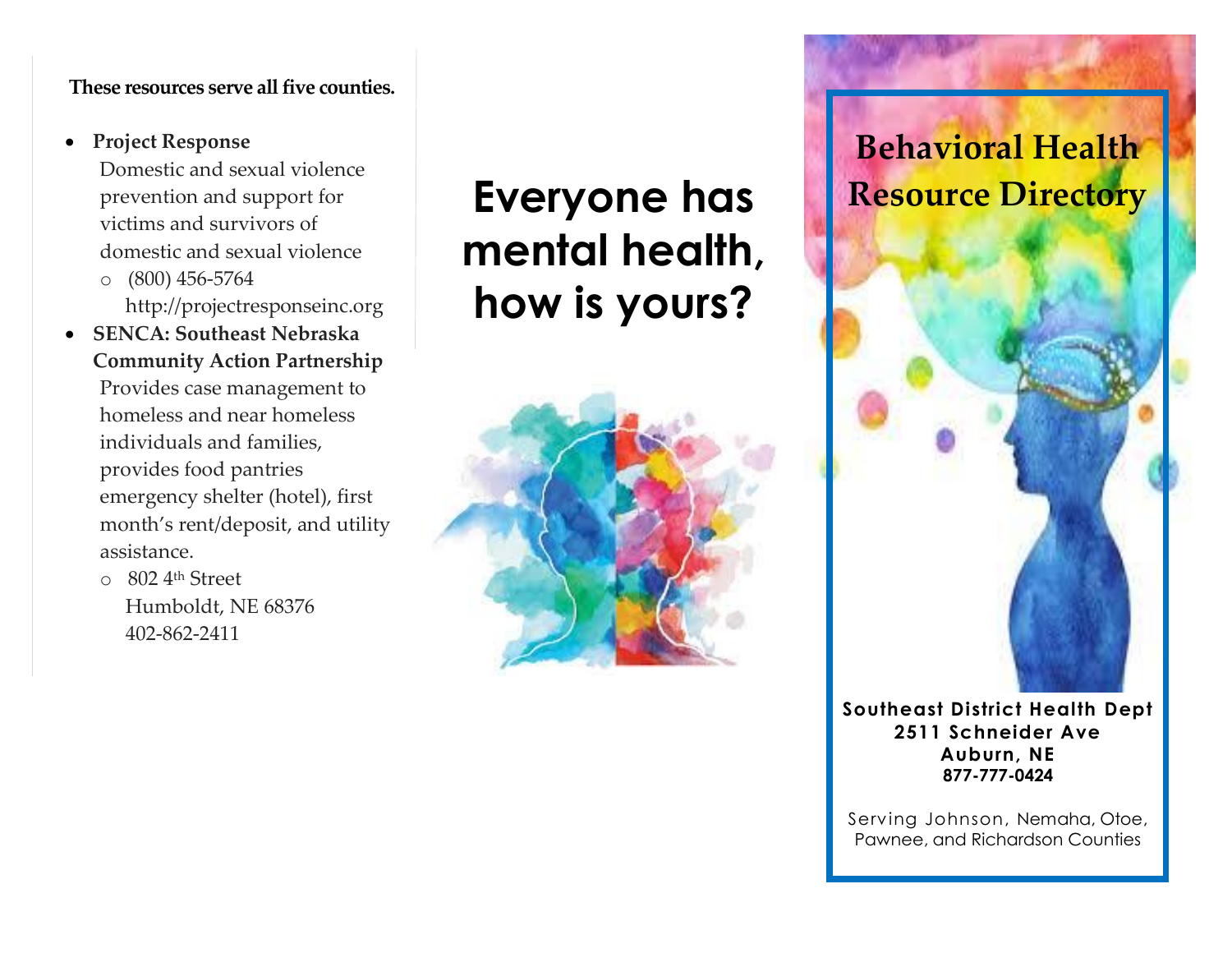**These resources serve all five counties.**

- **Project Response**
  Domestic and sexual violence prevention and support for victims and survivors of domestic and sexual violence
  - (800) 456-5764
    http://projectresponseinc.org
- **SENCA: Southeast Nebraska Community Action Partnership**
  Provides case management to homeless and near homeless individuals and families, provides food pantries emergency shelter (hotel), first month's rent/deposit, and utility assistance.
  - 802 4th Street
    Humboldt, NE 68376
    402-862-2411

# Everyone has mental health, how is yours?

# Behavioral Health Resource Directory

**Southeast District Health Dept**
**2511 Schneider Ave**
**Auburn, NE**
**877-777-0424**

Serving Johnson, Nemaha, Otoe, Pawnee, and Richardson Counties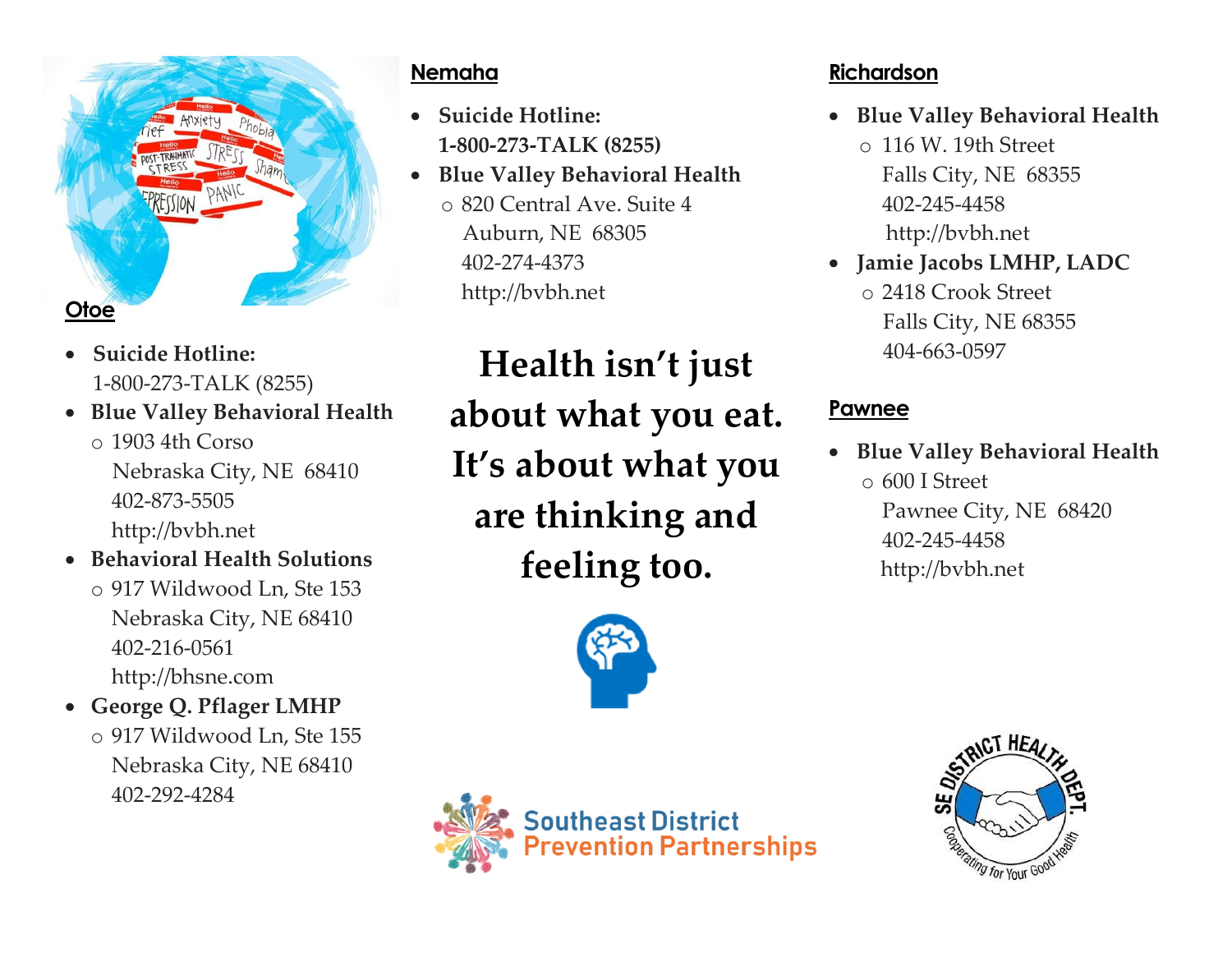## Otoe

- **Suicide Hotline:**
  1-800-273-TALK (8255)
- **Blue Valley Behavioral Health**
  - 1903 4th Corso
    Nebraska City, NE 68410
    402-873-5505
    http://bvbh.net
- **Behavioral Health Solutions**
  - 917 Wildwood Ln, Ste 153
    Nebraska City, NE 68410
    402-216-0561
    http://bhsne.com
- **George Q. Pflager LMHP**
  - 917 Wildwood Ln, Ste 155
    Nebraska City, NE 68410
    402-292-4284

## Nemaha

- **Suicide Hotline:**
  **1-800-273-TALK (8255)**
- **Blue Valley Behavioral Health**
  - 820 Central Ave. Suite 4
    Auburn, NE 68305
    402-274-4373
    http://bvbh.net

# Health isn't just about what you eat. It's about what you are thinking and feeling too.

Southeast District Prevention Partnerships

## Richardson

- **Blue Valley Behavioral Health**
  - 116 W. 19th Street
    Falls City, NE 68355
    402-245-4458
    http://bvbh.net
- **Jamie Jacobs LMHP, LADC**
  - 2418 Crook Street
    Falls City, NE 68355
    404-663-0597

## Pawnee

- **Blue Valley Behavioral Health**
  - 600 I Street
    Pawnee City, NE 68420
    402-245-4458
    http://bvbh.net

SE District Health Dept. — Cooperating for Your Good Health